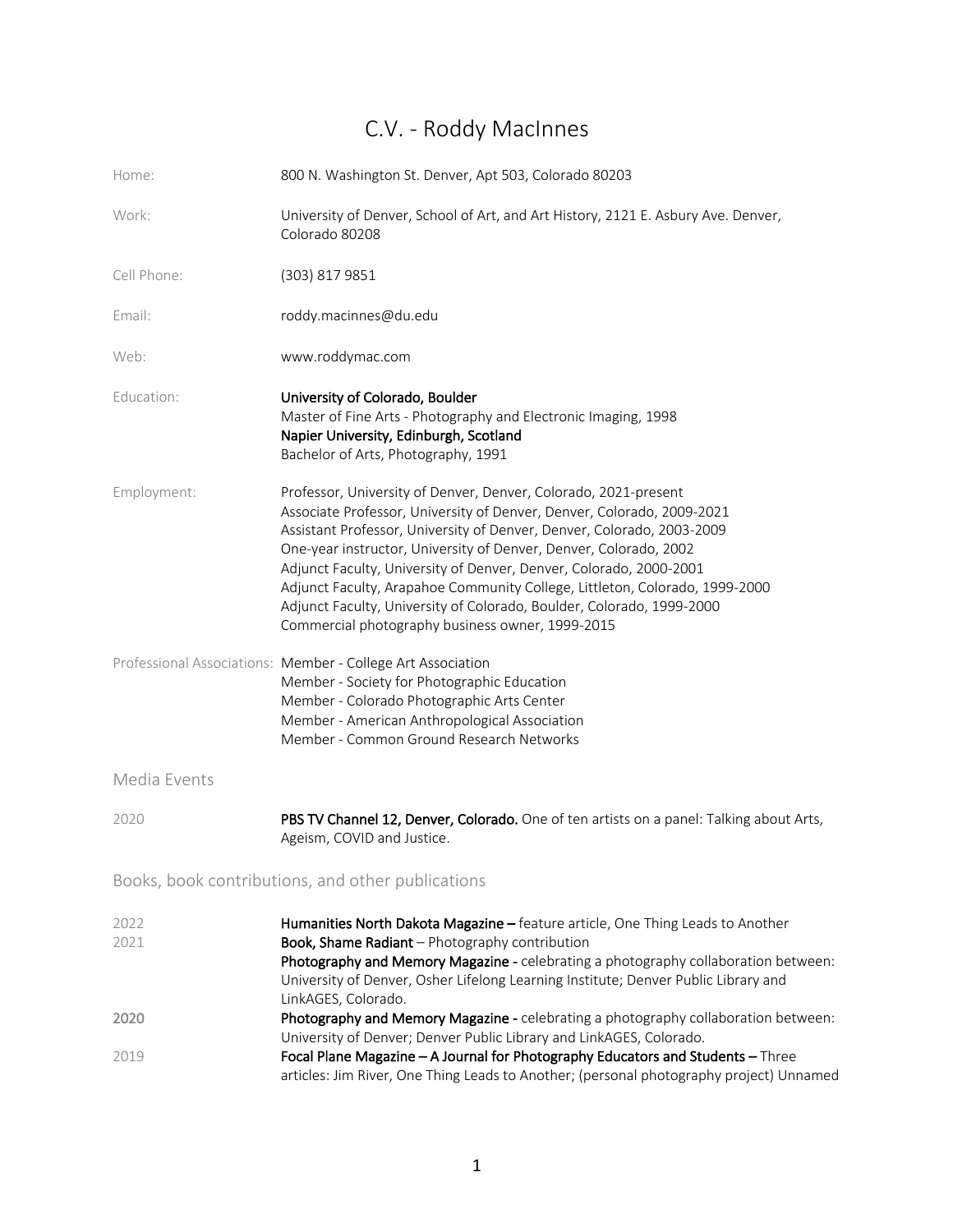# C.V. - Roddy MacInnes

Home: 800 N. Washington St. Denver, Apt 503, Colorado 80203

Work: University of Denver, School of Art, and Art History, 2121 E. Asbury Ave. Denver, Colorado 80208

Cell Phone: (303) 817 9851

Email: roddy.macinnes@du.edu

Web: www.roddymac.com

Education:
**University of Colorado, Boulder**
Master of Fine Arts - Photography and Electronic Imaging, 1998
**Napier University, Edinburgh, Scotland**
Bachelor of Arts, Photography, 1991

Employment:
Professor, University of Denver, Denver, Colorado, 2021-present
Associate Professor, University of Denver, Denver, Colorado, 2009-2021
Assistant Professor, University of Denver, Denver, Colorado, 2003-2009
One-year instructor, University of Denver, Denver, Colorado, 2002
Adjunct Faculty, University of Denver, Denver, Colorado, 2000-2001
Adjunct Faculty, Arapahoe Community College, Littleton, Colorado, 1999-2000
Adjunct Faculty, University of Colorado, Boulder, Colorado, 1999-2000
Commercial photography business owner, 1999-2015

Professional Associations:
Member - College Art Association
Member - Society for Photographic Education
Member - Colorado Photographic Arts Center
Member - American Anthropological Association
Member - Common Ground Research Networks

## Media Events

2020 **PBS TV Channel 12, Denver, Colorado.** One of ten artists on a panel: Talking about Arts, Ageism, COVID and Justice.

## Books, book contributions, and other publications

2022 **Humanities North Dakota Magazine –** feature article, One Thing Leads to Another

2021 **Book, Shame Radiant** – Photography contribution
**Photography and Memory Magazine -** celebrating a photography collaboration between: University of Denver, Osher Lifelong Learning Institute; Denver Public Library and LinkAGES, Colorado.

2020 **Photography and Memory Magazine -** celebrating a photography collaboration between: University of Denver; Denver Public Library and LinkAGES, Colorado.

2019 **Focal Plane Magazine – A Journal for Photography Educators and Students –** Three articles: Jim River, One Thing Leads to Another; (personal photography project) Unnamed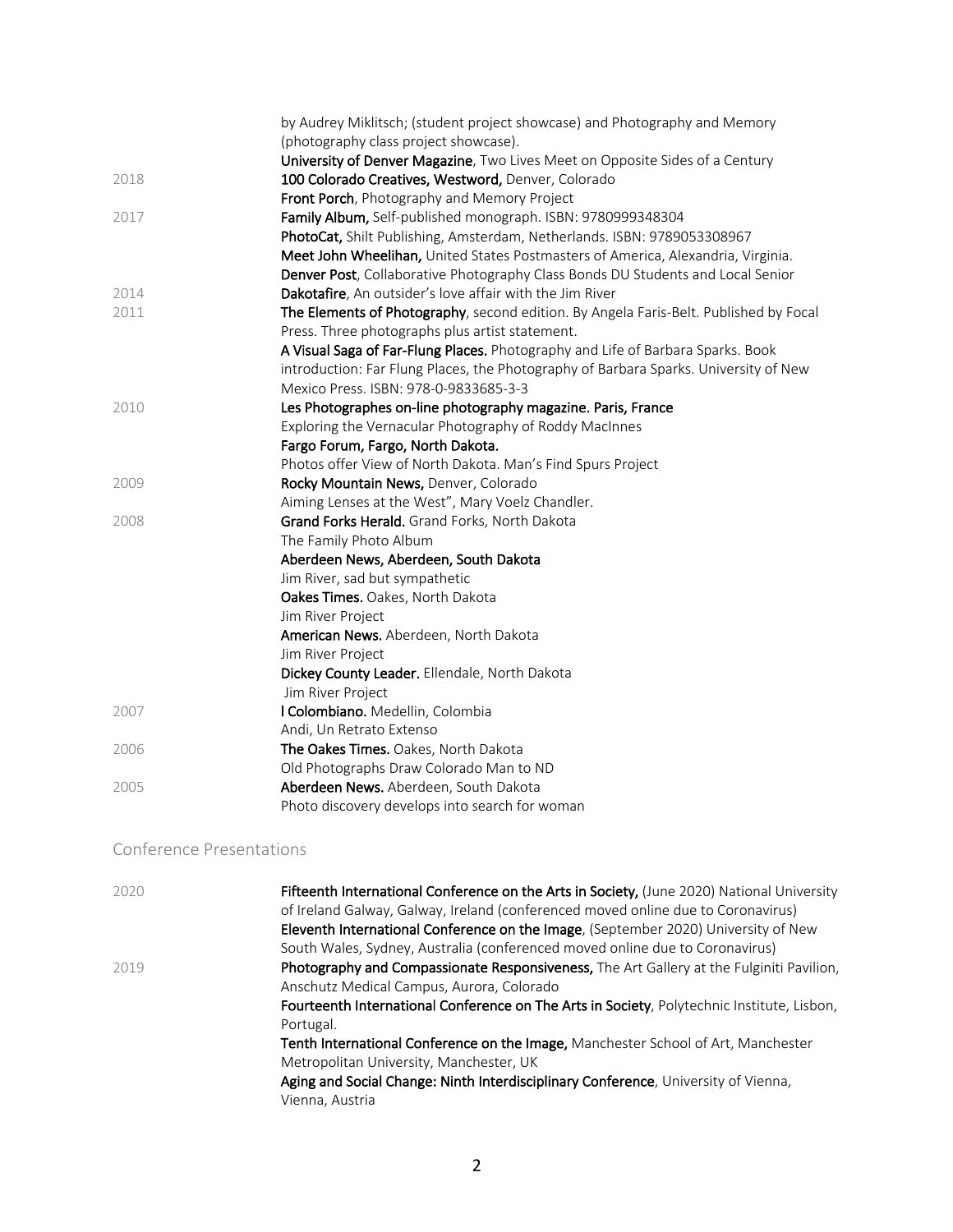| | |
|---|---|
| | by Audrey Miklitsch; (student project showcase) and Photography and Memory (photography class project showcase). |
| | **University of Denver Magazine**, Two Lives Meet on Opposite Sides of a Century |
| 2018 | **100 Colorado Creatives, Westword,** Denver, Colorado |
| | **Front Porch**, Photography and Memory Project |
| 2017 | **Family Album,** Self-published monograph. ISBN: 9780999348304 |
| | **PhotoCat,** Shilt Publishing, Amsterdam, Netherlands. ISBN: 9789053308967 |
| | **Meet John Wheelihan,** United States Postmasters of America, Alexandria, Virginia. |
| | **Denver Post**, Collaborative Photography Class Bonds DU Students and Local Senior |
| 2014 | **Dakotafire**, An outsider's love affair with the Jim River |
| 2011 | **The Elements of Photography**, second edition. By Angela Faris-Belt. Published by Focal Press. Three photographs plus artist statement. |
| | **A Visual Saga of Far-Flung Places.** Photography and Life of Barbara Sparks. Book introduction: Far Flung Places, the Photography of Barbara Sparks. University of New Mexico Press. ISBN: 978-0-9833685-3-3 |
| 2010 | **Les Photographes on-line photography magazine. Paris, France** |
| | Exploring the Vernacular Photography of Roddy MacInnes |
| | **Fargo Forum, Fargo, North Dakota.** |
| | Photos offer View of North Dakota. Man's Find Spurs Project |
| 2009 | **Rocky Mountain News,** Denver, Colorado |
| | Aiming Lenses at the West", Mary Voelz Chandler. |
| 2008 | **Grand Forks Herald.** Grand Forks, North Dakota |
| | The Family Photo Album |
| | **Aberdeen News, Aberdeen, South Dakota** |
| | Jim River, sad but sympathetic |
| | **Oakes Times.** Oakes, North Dakota |
| | Jim River Project |
| | **American News.** Aberdeen, North Dakota |
| | Jim River Project |
| | **Dickey County Leader.** Ellendale, North Dakota |
| | Jim River Project |
| 2007 | **l Colombiano.** Medellin, Colombia |
| | Andi, Un Retrato Extenso |
| 2006 | **The Oakes Times.** Oakes, North Dakota |
| | Old Photographs Draw Colorado Man to ND |
| 2005 | **Aberdeen News.** Aberdeen, South Dakota |
| | Photo discovery develops into search for woman |

## Conference Presentations

| | |
|---|---|
| 2020 | **Fifteenth International Conference on the Arts in Society,** (June 2020) National University of Ireland Galway, Galway, Ireland (conferenced moved online due to Coronavirus) |
| | **Eleventh International Conference on the Image**, (September 2020) University of New South Wales, Sydney, Australia (conferenced moved online due to Coronavirus) |
| 2019 | **Photography and Compassionate Responsiveness,** The Art Gallery at the Fulginiti Pavilion, Anschutz Medical Campus, Aurora, Colorado |
| | **Fourteenth International Conference on The Arts in Society**, Polytechnic Institute, Lisbon, Portugal. |
| | **Tenth International Conference on the Image,** Manchester School of Art, Manchester Metropolitan University, Manchester, UK |
| | **Aging and Social Change: Ninth Interdisciplinary Conference**, University of Vienna, Vienna, Austria |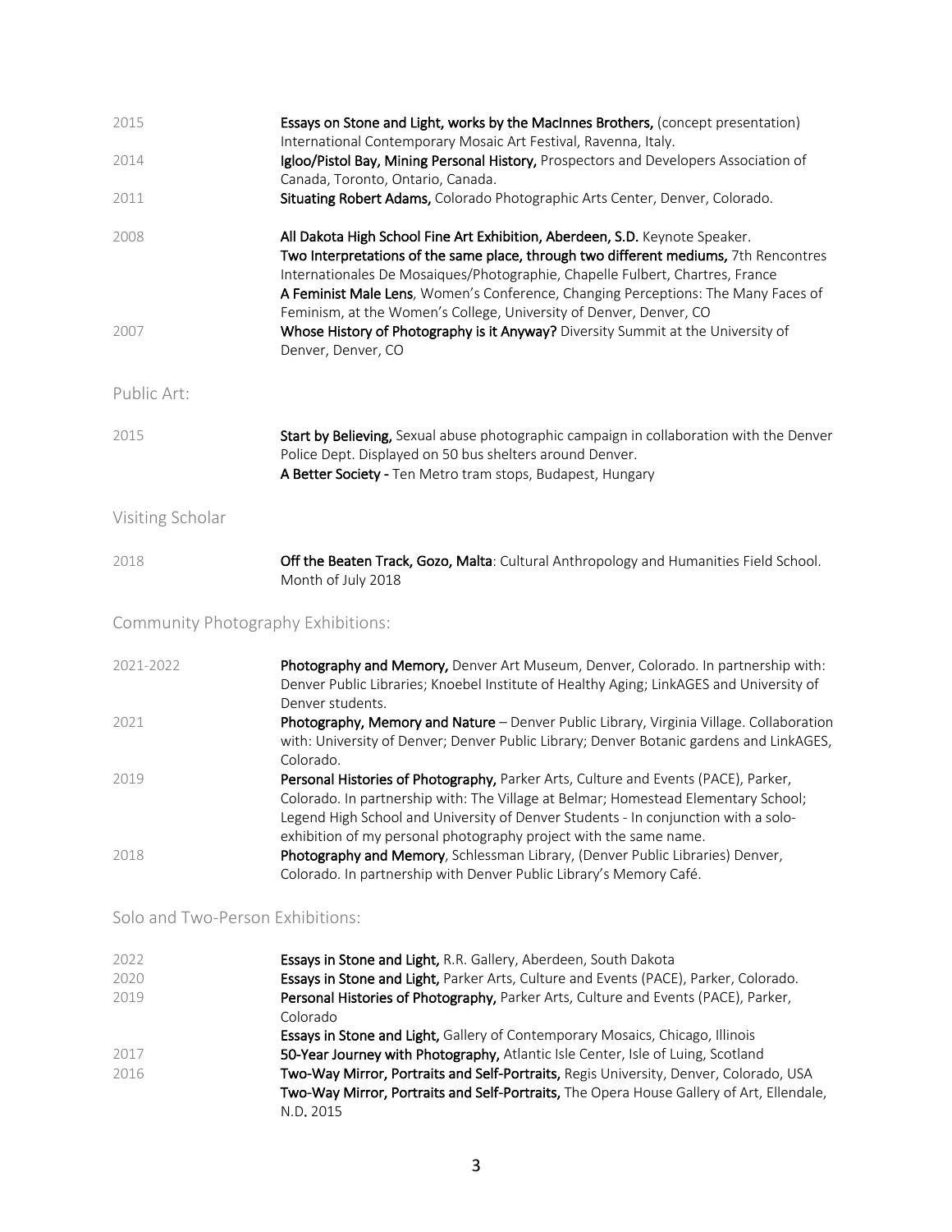2015 **Essays on Stone and Light, works by the MacInnes Brothers,** (concept presentation) International Contemporary Mosaic Art Festival, Ravenna, Italy.

2014 **Igloo/Pistol Bay, Mining Personal History,** Prospectors and Developers Association of Canada, Toronto, Ontario, Canada.

2011 **Situating Robert Adams,** Colorado Photographic Arts Center, Denver, Colorado.

2008 **All Dakota High School Fine Art Exhibition, Aberdeen, S.D.** Keynote Speaker.
**Two Interpretations of the same place, through two different mediums,** 7th Rencontres Internationales De Mosaiques/Photographie, Chapelle Fulbert, Chartres, France
**A Feminist Male Lens**, Women's Conference, Changing Perceptions: The Many Faces of Feminism, at the Women's College, University of Denver, Denver, CO

2007 **Whose History of Photography is it Anyway?** Diversity Summit at the University of Denver, Denver, CO

## Public Art:

2015 **Start by Believing,** Sexual abuse photographic campaign in collaboration with the Denver Police Dept. Displayed on 50 bus shelters around Denver.
**A Better Society -** Ten Metro tram stops, Budapest, Hungary

## Visiting Scholar

2018 **Off the Beaten Track, Gozo, Malta**: Cultural Anthropology and Humanities Field School. Month of July 2018

## Community Photography Exhibitions:

2021-2022 **Photography and Memory,** Denver Art Museum, Denver, Colorado. In partnership with: Denver Public Libraries; Knoebel Institute of Healthy Aging; LinkAGES and University of Denver students.

2021 **Photography, Memory and Nature** – Denver Public Library, Virginia Village. Collaboration with: University of Denver; Denver Public Library; Denver Botanic gardens and LinkAGES, Colorado.

2019 **Personal Histories of Photography,** Parker Arts, Culture and Events (PACE), Parker, Colorado. In partnership with: The Village at Belmar; Homestead Elementary School; Legend High School and University of Denver Students - In conjunction with a solo-exhibition of my personal photography project with the same name.

2018 **Photography and Memory**, Schlessman Library, (Denver Public Libraries) Denver, Colorado. In partnership with Denver Public Library's Memory Café.

## Solo and Two-Person Exhibitions:

2022 **Essays in Stone and Light,** R.R. Gallery, Aberdeen, South Dakota

2020 **Essays in Stone and Light,** Parker Arts, Culture and Events (PACE), Parker, Colorado.

2019 **Personal Histories of Photography,** Parker Arts, Culture and Events (PACE), Parker, Colorado
**Essays in Stone and Light,** Gallery of Contemporary Mosaics, Chicago, Illinois

2017 **50-Year Journey with Photography,** Atlantic Isle Center, Isle of Luing, Scotland

2016 **Two-Way Mirror, Portraits and Self-Portraits,** Regis University, Denver, Colorado, USA
**Two-Way Mirror, Portraits and Self-Portraits,** The Opera House Gallery of Art, Ellendale, N.D. 2015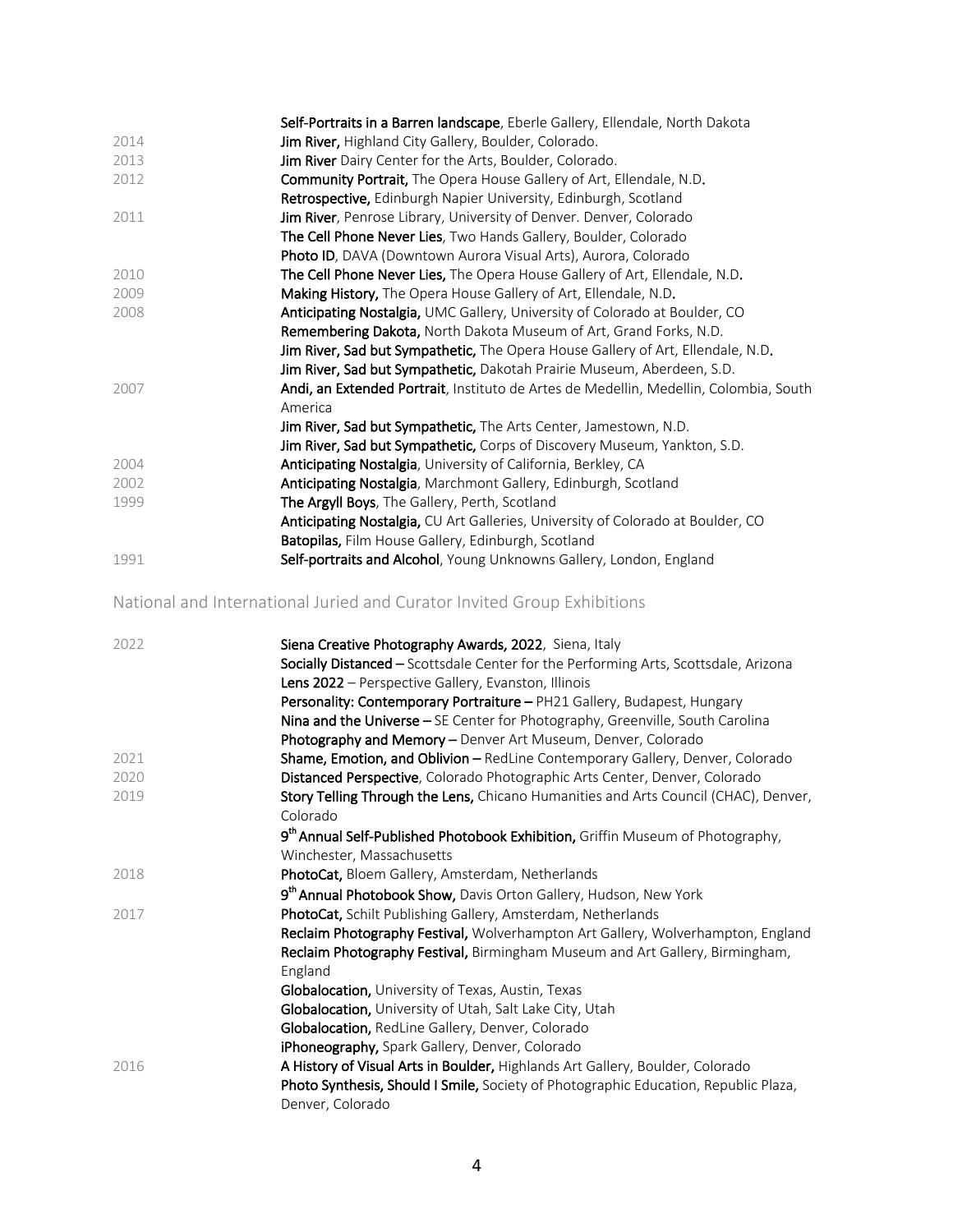| | |
|---|---|
| | **Self-Portraits in a Barren landscape**, Eberle Gallery, Ellendale, North Dakota |
| 2014 | **Jim River,** Highland City Gallery, Boulder, Colorado. |
| 2013 | **Jim River** Dairy Center for the Arts, Boulder, Colorado. |
| 2012 | **Community Portrait,** The Opera House Gallery of Art, Ellendale, N.D. |
| | **Retrospective,** Edinburgh Napier University, Edinburgh, Scotland |
| 2011 | **Jim River**, Penrose Library, University of Denver. Denver, Colorado |
| | **The Cell Phone Never Lies**, Two Hands Gallery, Boulder, Colorado |
| | **Photo ID**, DAVA (Downtown Aurora Visual Arts), Aurora, Colorado |
| 2010 | **The Cell Phone Never Lies,** The Opera House Gallery of Art, Ellendale, N.D. |
| 2009 | **Making History,** The Opera House Gallery of Art, Ellendale, N.D. |
| 2008 | **Anticipating Nostalgia,** UMC Gallery, University of Colorado at Boulder, CO |
| | **Remembering Dakota,** North Dakota Museum of Art, Grand Forks, N.D. |
| | **Jim River, Sad but Sympathetic,** The Opera House Gallery of Art, Ellendale, N.D. |
| | **Jim River, Sad but Sympathetic,** Dakotah Prairie Museum, Aberdeen, S.D. |
| 2007 | **Andi, an Extended Portrait**, Instituto de Artes de Medellin, Medellin, Colombia, South America |
| | **Jim River, Sad but Sympathetic,** The Arts Center, Jamestown, N.D. |
| | **Jim River, Sad but Sympathetic,** Corps of Discovery Museum, Yankton, S.D. |
| 2004 | **Anticipating Nostalgia**, University of California, Berkley, CA |
| 2002 | **Anticipating Nostalgia**, Marchmont Gallery, Edinburgh, Scotland |
| 1999 | **The Argyll Boys**, The Gallery, Perth, Scotland |
| | **Anticipating Nostalgia,** CU Art Galleries, University of Colorado at Boulder, CO |
| | **Batopilas,** Film House Gallery, Edinburgh, Scotland |
| 1991 | **Self-portraits and Alcohol**, Young Unknowns Gallery, London, England |

## National and International Juried and Curator Invited Group Exhibitions

| | |
|---|---|
| 2022 | **Siena Creative Photography Awards, 2022**, Siena, Italy |
| | **Socially Distanced –** Scottsdale Center for the Performing Arts, Scottsdale, Arizona |
| | **Lens 2022** – Perspective Gallery, Evanston, Illinois |
| | **Personality: Contemporary Portraiture –** PH21 Gallery, Budapest, Hungary |
| | **Nina and the Universe –** SE Center for Photography, Greenville, South Carolina |
| | **Photography and Memory –** Denver Art Museum, Denver, Colorado |
| 2021 | **Shame, Emotion, and Oblivion –** RedLine Contemporary Gallery, Denver, Colorado |
| 2020 | **Distanced Perspective**, Colorado Photographic Arts Center, Denver, Colorado |
| 2019 | **Story Telling Through the Lens,** Chicano Humanities and Arts Council (CHAC), Denver, Colorado |
| | **9th Annual Self-Published Photobook Exhibition,** Griffin Museum of Photography, Winchester, Massachusetts |
| 2018 | **PhotoCat,** Bloem Gallery, Amsterdam, Netherlands |
| | **9th Annual Photobook Show,** Davis Orton Gallery, Hudson, New York |
| 2017 | **PhotoCat,** Schilt Publishing Gallery, Amsterdam, Netherlands |
| | **Reclaim Photography Festival,** Wolverhampton Art Gallery, Wolverhampton, England |
| | **Reclaim Photography Festival,** Birmingham Museum and Art Gallery, Birmingham, England |
| | **Globalocation,** University of Texas, Austin, Texas |
| | **Globalocation,** University of Utah, Salt Lake City, Utah |
| | **Globalocation,** RedLine Gallery, Denver, Colorado |
| | **iPhoneography,** Spark Gallery, Denver, Colorado |
| 2016 | **A History of Visual Arts in Boulder,** Highlands Art Gallery, Boulder, Colorado |
| | **Photo Synthesis, Should I Smile,** Society of Photographic Education, Republic Plaza, Denver, Colorado |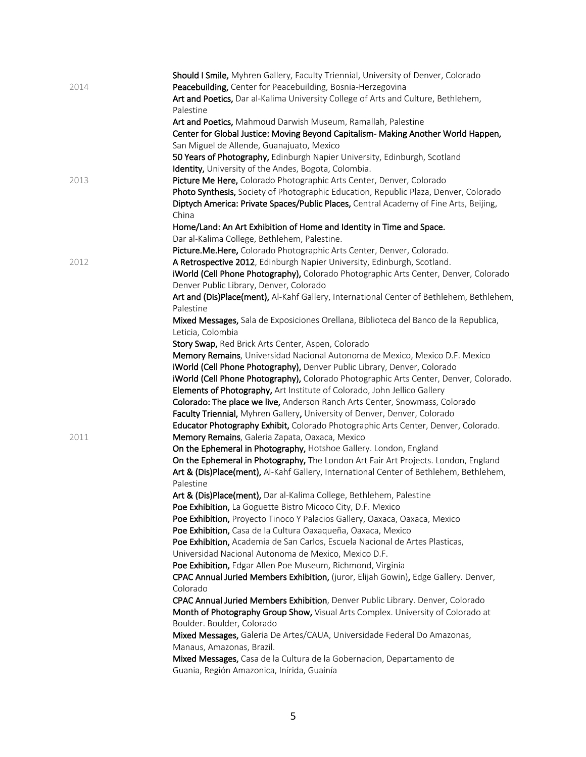| | |
|---|---|
| | **Should I Smile,** Myhren Gallery, Faculty Triennial, University of Denver, Colorado |
| 2014 | **Peacebuilding,** Center for Peacebuilding, Bosnia-Herzegovina |
| | **Art and Poetics,** Dar al-Kalima University College of Arts and Culture, Bethlehem, Palestine |
| | **Art and Poetics,** Mahmoud Darwish Museum, Ramallah, Palestine |
| | **Center for Global Justice: Moving Beyond Capitalism- Making Another World Happen,** San Miguel de Allende, Guanajuato, Mexico |
| | **50 Years of Photography,** Edinburgh Napier University, Edinburgh, Scotland |
| | **Identity,** University of the Andes, Bogota, Colombia. |
| 2013 | **Picture Me Here,** Colorado Photographic Arts Center, Denver, Colorado |
| | **Photo Synthesis,** Society of Photographic Education, Republic Plaza, Denver, Colorado |
| | **Diptych America: Private Spaces/Public Places,** Central Academy of Fine Arts, Beijing, China |
| | **Home/Land: An Art Exhibition of Home and Identity in Time and Space.** Dar al-Kalima College, Bethlehem, Palestine. |
| | **Picture.Me.Here,** Colorado Photographic Arts Center, Denver, Colorado. |
| 2012 | **A Retrospective 2012**, Edinburgh Napier University, Edinburgh, Scotland. |
| | **iWorld (Cell Phone Photography),** Colorado Photographic Arts Center, Denver, Colorado Denver Public Library, Denver, Colorado |
| | **Art and (Dis)Place(ment),** Al-Kahf Gallery, International Center of Bethlehem, Bethlehem, Palestine |
| | **Mixed Messages,** Sala de Exposiciones Orellana, Biblioteca del Banco de la Republica, Leticia, Colombia |
| | **Story Swap,** Red Brick Arts Center, Aspen, Colorado |
| | **Memory Remains**, Universidad Nacional Autonoma de Mexico, Mexico D.F. Mexico |
| | **iWorld (Cell Phone Photography),** Denver Public Library, Denver, Colorado |
| | **iWorld (Cell Phone Photography),** Colorado Photographic Arts Center, Denver, Colorado. |
| | **Elements of Photography,** Art Institute of Colorado, John Jellico Gallery |
| | **Colorado: The place we live,** Anderson Ranch Arts Center, Snowmass, Colorado |
| | **Faculty Triennial,** Myhren Gallery, University of Denver, Denver, Colorado |
| | **Educator Photography Exhibit,** Colorado Photographic Arts Center, Denver, Colorado. |
| 2011 | **Memory Remains**, Galeria Zapata, Oaxaca, Mexico |
| | **On the Ephemeral in Photography,** Hotshoe Gallery. London, England |
| | **On the Ephemeral in Photography,** The London Art Fair Art Projects. London, England |
| | **Art & (Dis)Place(ment),** Al-Kahf Gallery, International Center of Bethlehem, Bethlehem, Palestine |
| | **Art & (Dis)Place(ment),** Dar al-Kalima College, Bethlehem, Palestine |
| | **Poe Exhibition,** La Goguette Bistro Micoco City, D.F. Mexico |
| | **Poe Exhibition,** Proyecto Tinoco Y Palacios Gallery, Oaxaca, Oaxaca, Mexico |
| | **Poe Exhibition,** Casa de la Cultura Oaxaqueña, Oaxaca, Mexico |
| | **Poe Exhibition,** Academia de San Carlos, Escuela Nacional de Artes Plasticas, Universidad Nacional Autonoma de Mexico, Mexico D.F. |
| | **Poe Exhibition,** Edgar Allen Poe Museum, Richmond, Virginia |
| | **CPAC Annual Juried Members Exhibition,** (juror, Elijah Gowin)**,** Edge Gallery. Denver, Colorado |
| | **CPAC Annual Juried Members Exhibition**, Denver Public Library. Denver, Colorado |
| | **Month of Photography Group Show,** Visual Arts Complex. University of Colorado at Boulder. Boulder, Colorado |
| | **Mixed Messages,** Galeria De Artes/CAUA, Universidade Federal Do Amazonas, Manaus, Amazonas, Brazil. |
| | **Mixed Messages,** Casa de la Cultura de la Gobernacion, Departamento de Guania, Región Amazonica, Inírida, Guainía |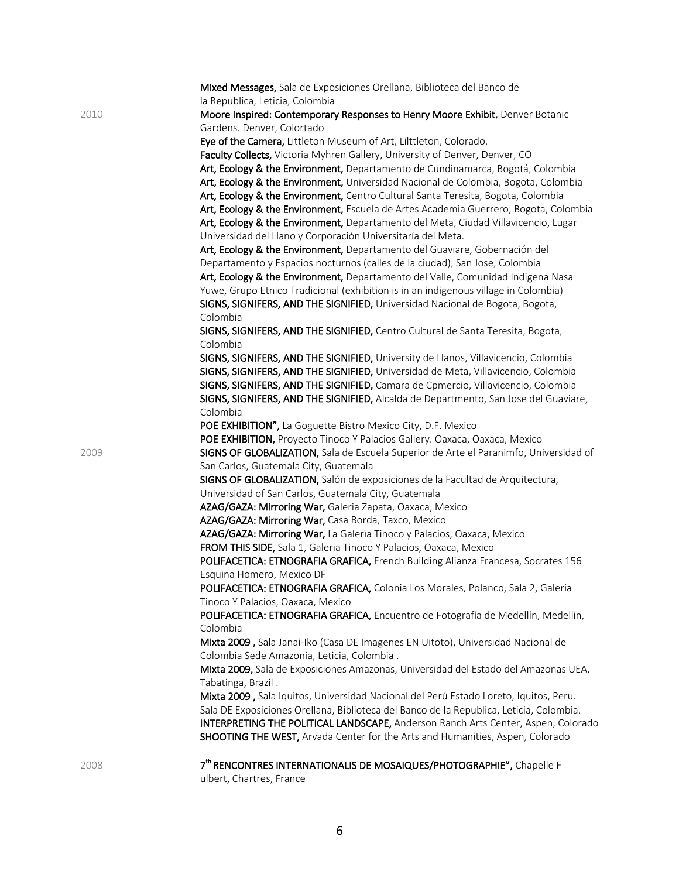**Mixed Messages,** Sala de Exposiciones Orellana, Biblioteca del Banco de la Republica, Leticia, Colombia

2010

**Moore Inspired: Contemporary Responses to Henry Moore Exhibit**, Denver Botanic Gardens. Denver, Colortado

**Eye of the Camera,** Littleton Museum of Art, Lilttleton, Colorado.

**Faculty Collects,** Victoria Myhren Gallery, University of Denver, Denver, CO

**Art, Ecology & the Environment,** Departamento de Cundinamarca, Bogotá, Colombia

**Art, Ecology & the Environment,** Universidad Nacional de Colombia, Bogota, Colombia

**Art, Ecology & the Environment,** Centro Cultural Santa Teresita, Bogota, Colombia

**Art, Ecology & the Environment,** Escuela de Artes Academia Guerrero, Bogota, Colombia

**Art, Ecology & the Environment,** Departamento del Meta, Ciudad Villavicencio, Lugar Universidad del Llano y Corporación Universitaría del Meta.

**Art, Ecology & the Environment,** Departamento del Guaviare, Gobernación del Departamento y Espacios nocturnos (calles de la ciudad), San Jose, Colombia

**Art, Ecology & the Environment,** Departamento del Valle, Comunidad Indigena Nasa Yuwe, Grupo Etnico Tradicional (exhibition is in an indigenous village in Colombia)

**SIGNS, SIGNIFERS, AND THE SIGNIFIED,** Universidad Nacional de Bogota, Bogota, Colombia

**SIGNS, SIGNIFERS, AND THE SIGNIFIED,** Centro Cultural de Santa Teresita, Bogota, Colombia

**SIGNS, SIGNIFERS, AND THE SIGNIFIED,** University de Llanos, Villavicencio, Colombia

**SIGNS, SIGNIFERS, AND THE SIGNIFIED,** Universidad de Meta, Villavicencio, Colombia

**SIGNS, SIGNIFERS, AND THE SIGNIFIED,** Camara de Cpmercio, Villavicencio, Colombia

**SIGNS, SIGNIFERS, AND THE SIGNIFIED,** Alcalda de Departmento, San Jose del Guaviare, Colombia

**POE EXHIBITION",** La Goguette Bistro Mexico City, D.F. Mexico

**POE EXHIBITION,** Proyecto Tinoco Y Palacios Gallery. Oaxaca, Oaxaca, Mexico

2009

**SIGNS OF GLOBALIZATION,** Sala de Escuela Superior de Arte el Paranimfo, Universidad of San Carlos, Guatemala City, Guatemala

**SIGNS OF GLOBALIZATION,** Salón de exposiciones de la Facultad de Arquitectura, Universidad of San Carlos, Guatemala City, Guatemala

**AZAG/GAZA: Mirroring War,** Galeria Zapata, Oaxaca, Mexico

**AZAG/GAZA: Mirroring War,** Casa Borda, Taxco, Mexico

**AZAG/GAZA: Mirroring War,** La Galerìa Tinoco y Palacios, Oaxaca, Mexico

**FROM THIS SIDE,** Sala 1, Galeria Tinoco Y Palacios, Oaxaca, Mexico

**POLIFACETICA: ETNOGRAFIA GRAFICA,** French Building Alianza Francesa, Socrates 156 Esquina Homero, Mexico DF

**POLIFACETICA: ETNOGRAFIA GRAFICA,** Colonia Los Morales, Polanco, Sala 2, Galeria Tinoco Y Palacios, Oaxaca, Mexico

**POLIFACETICA: ETNOGRAFIA GRAFICA,** Encuentro de Fotografía de Medellín, Medellin, Colombia

**Mixta 2009 ,** Sala Janai-Iko (Casa DE Imagenes EN Uitoto), Universidad Nacional de Colombia Sede Amazonia, Leticia, Colombia .

**Mixta 2009,** Sala de Exposiciones Amazonas, Universidad del Estado del Amazonas UEA, Tabatinga, Brazil .

**Mixta 2009 ,** Sala Iquitos, Universidad Nacional del Perú Estado Loreto, Iquitos, Peru. Sala DE Exposiciones Orellana, Biblioteca del Banco de la Republica, Leticia, Colombia.

**INTERPRETING THE POLITICAL LANDSCAPE,** Anderson Ranch Arts Center, Aspen, Colorado

**SHOOTING THE WEST,** Arvada Center for the Arts and Humanities, Aspen, Colorado

2008

**7th RENCONTRES INTERNATIONALIS DE MOSAIQUES/PHOTOGRAPHIE",** Chapelle F ulbert, Chartres, France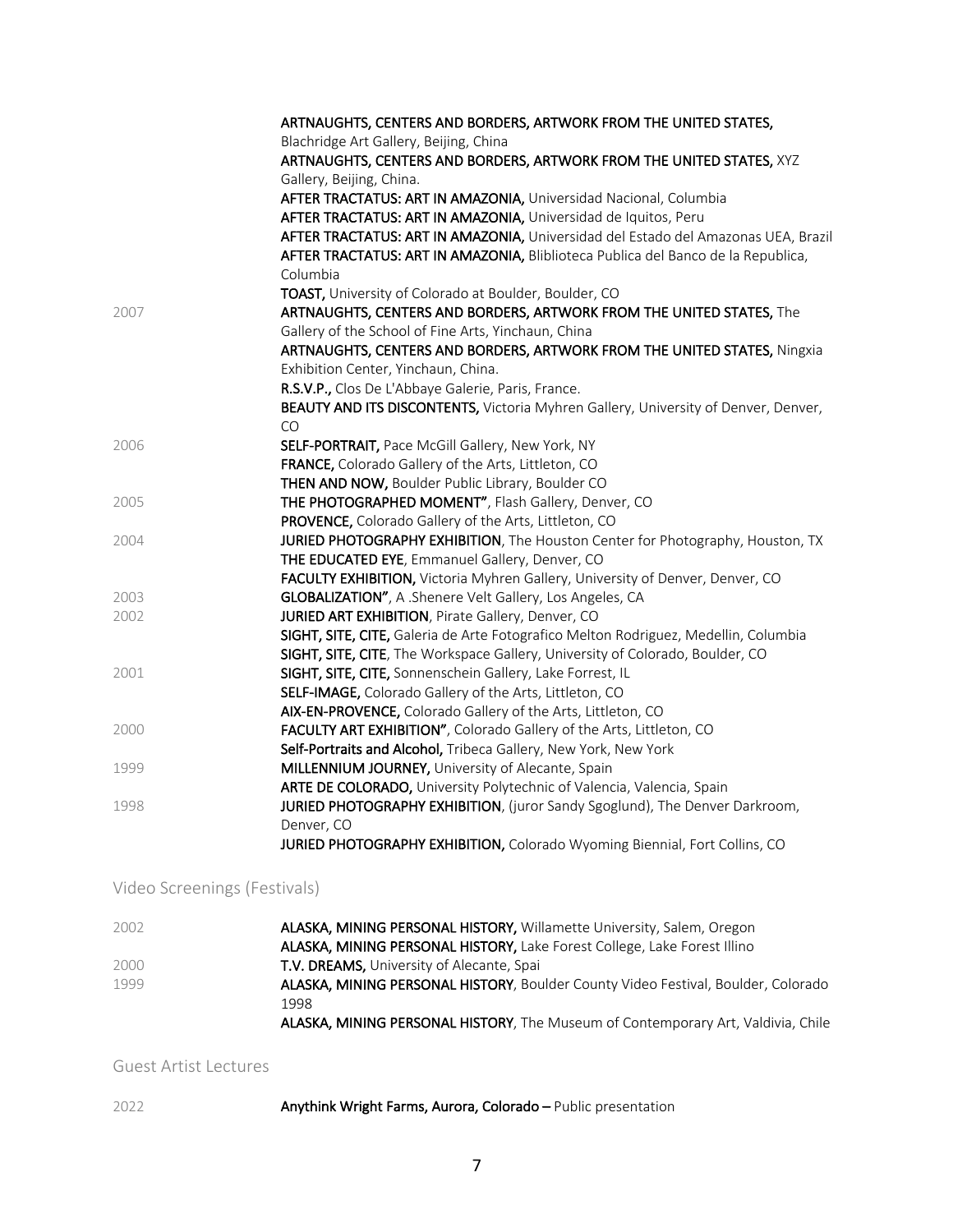| | |
|---|---|
| | **ARTNAUGHTS, CENTERS AND BORDERS, ARTWORK FROM THE UNITED STATES,** Blachridge Art Gallery, Beijing, China |
| | **ARTNAUGHTS, CENTERS AND BORDERS, ARTWORK FROM THE UNITED STATES,** XYZ Gallery, Beijing, China. |
| | **AFTER TRACTATUS: ART IN AMAZONIA,** Universidad Nacional, Columbia |
| | **AFTER TRACTATUS: ART IN AMAZONIA,** Universidad de Iquitos, Peru |
| | **AFTER TRACTATUS: ART IN AMAZONIA,** Universidad del Estado del Amazonas UEA, Brazil |
| | **AFTER TRACTATUS: ART IN AMAZONIA,** Bliblioteca Publica del Banco de la Republica, Columbia |
| | **TOAST,** University of Colorado at Boulder, Boulder, CO |
| 2007 | **ARTNAUGHTS, CENTERS AND BORDERS, ARTWORK FROM THE UNITED STATES,** The Gallery of the School of Fine Arts, Yinchaun, China |
| | **ARTNAUGHTS, CENTERS AND BORDERS, ARTWORK FROM THE UNITED STATES,** Ningxia Exhibition Center, Yinchaun, China. |
| | **R.S.V.P.,** Clos De L'Abbaye Galerie, Paris, France. |
| | **BEAUTY AND ITS DISCONTENTS,** Victoria Myhren Gallery, University of Denver, Denver, CO |
| 2006 | **SELF-PORTRAIT,** Pace McGill Gallery, New York, NY |
| | **FRANCE,** Colorado Gallery of the Arts, Littleton, CO |
| | **THEN AND NOW,** Boulder Public Library, Boulder CO |
| 2005 | **THE PHOTOGRAPHED MOMENT",** Flash Gallery, Denver, CO |
| | **PROVENCE,** Colorado Gallery of the Arts, Littleton, CO |
| 2004 | **JURIED PHOTOGRAPHY EXHIBITION**, The Houston Center for Photography, Houston, TX |
| | **THE EDUCATED EYE**, Emmanuel Gallery, Denver, CO |
| | **FACULTY EXHIBITION,** Victoria Myhren Gallery, University of Denver, Denver, CO |
| 2003 | **GLOBALIZATION"**, A .Shenere Velt Gallery, Los Angeles, CA |
| 2002 | **JURIED ART EXHIBITION**, Pirate Gallery, Denver, CO |
| | **SIGHT, SITE, CITE,** Galeria de Arte Fotografico Melton Rodriguez, Medellin, Columbia |
| | **SIGHT, SITE, CITE**, The Workspace Gallery, University of Colorado, Boulder, CO |
| 2001 | **SIGHT, SITE, CITE,** Sonnenschein Gallery, Lake Forrest, IL |
| | **SELF-IMAGE,** Colorado Gallery of the Arts, Littleton, CO |
| | **AIX-EN-PROVENCE,** Colorado Gallery of the Arts, Littleton, CO |
| 2000 | **FACULTY ART EXHIBITION",** Colorado Gallery of the Arts, Littleton, CO |
| | **Self-Portraits and Alcohol,** Tribeca Gallery, New York, New York |
| 1999 | **MILLENNIUM JOURNEY,** University of Alecante, Spain |
| | **ARTE DE COLORADO,** University Polytechnic of Valencia, Valencia, Spain |
| 1998 | **JURIED PHOTOGRAPHY EXHIBITION**, (juror Sandy Sgoglund), The Denver Darkroom, Denver, CO |
| | **JURIED PHOTOGRAPHY EXHIBITION,** Colorado Wyoming Biennial, Fort Collins, CO |

## Video Screenings (Festivals)

| | |
|---|---|
| 2002 | **ALASKA, MINING PERSONAL HISTORY,** Willamette University, Salem, Oregon |
| | **ALASKA, MINING PERSONAL HISTORY,** Lake Forest College, Lake Forest Illino |
| 2000 | **T.V. DREAMS,** University of Alecante, Spai |
| 1999 | **ALASKA, MINING PERSONAL HISTORY**, Boulder County Video Festival, Boulder, Colorado 1998 |
| | **ALASKA, MINING PERSONAL HISTORY**, The Museum of Contemporary Art, Valdivia, Chile |

## Guest Artist Lectures

| | |
|---|---|
| 2022 | **Anythink Wright Farms, Aurora, Colorado –** Public presentation |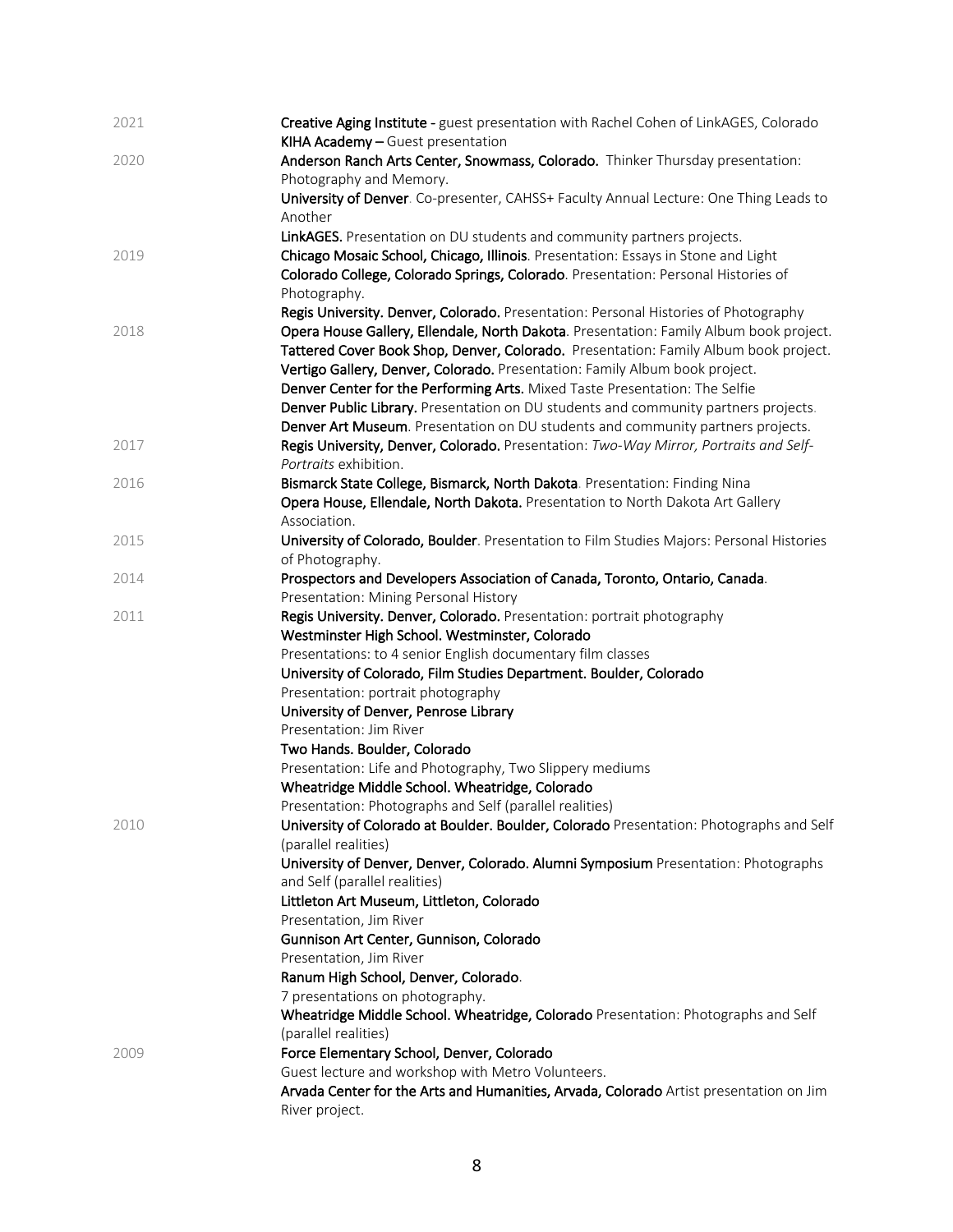2021

**Creative Aging Institute -** guest presentation with Rachel Cohen of LinkAGES, Colorado
**KIHA Academy –** Guest presentation

2020

**Anderson Ranch Arts Center, Snowmass, Colorado.** Thinker Thursday presentation: Photography and Memory.
**University of Denver**. Co-presenter, CAHSS+ Faculty Annual Lecture: One Thing Leads to Another
**LinkAGES.** Presentation on DU students and community partners projects.

2019

**Chicago Mosaic School, Chicago, Illinois**. Presentation: Essays in Stone and Light
**Colorado College, Colorado Springs, Colorado**. Presentation: Personal Histories of Photography.
**Regis University. Denver, Colorado.** Presentation: Personal Histories of Photography

2018

**Opera House Gallery, Ellendale, North Dakota**. Presentation: Family Album book project.
**Tattered Cover Book Shop, Denver, Colorado.** Presentation: Family Album book project.
**Vertigo Gallery, Denver, Colorado.** Presentation: Family Album book project.
**Denver Center for the Performing Arts.** Mixed Taste Presentation: The Selfie
**Denver Public Library.** Presentation on DU students and community partners projects.
**Denver Art Museum**. Presentation on DU students and community partners projects.

2017

**Regis University, Denver, Colorado.** Presentation: *Two-Way Mirror, Portraits and Self-Portraits* exhibition.

2016

**Bismarck State College, Bismarck, North Dakota**. Presentation: Finding Nina
**Opera House, Ellendale, North Dakota.** Presentation to North Dakota Art Gallery Association.

2015

**University of Colorado, Boulder**. Presentation to Film Studies Majors: Personal Histories of Photography.

2014

**Prospectors and Developers Association of Canada, Toronto, Ontario, Canada**. Presentation: Mining Personal History

2011

**Regis University. Denver, Colorado.** Presentation: portrait photography
**Westminster High School. Westminster, Colorado**
Presentations: to 4 senior English documentary film classes
**University of Colorado, Film Studies Department. Boulder, Colorado**
Presentation: portrait photography
**University of Denver, Penrose Library**
Presentation: Jim River
**Two Hands. Boulder, Colorado**
Presentation: Life and Photography, Two Slippery mediums
**Wheatridge Middle School. Wheatridge, Colorado**
Presentation: Photographs and Self (parallel realities)

2010

**University of Colorado at Boulder. Boulder, Colorado** Presentation: Photographs and Self (parallel realities)
**University of Denver, Denver, Colorado. Alumni Symposium** Presentation: Photographs and Self (parallel realities)
**Littleton Art Museum, Littleton, Colorado**
Presentation, Jim River
**Gunnison Art Center, Gunnison, Colorado**
Presentation, Jim River
**Ranum High School, Denver, Colorado**.
7 presentations on photography.
**Wheatridge Middle School. Wheatridge, Colorado** Presentation: Photographs and Self (parallel realities)

2009

**Force Elementary School, Denver, Colorado**
Guest lecture and workshop with Metro Volunteers.
**Arvada Center for the Arts and Humanities, Arvada, Colorado** Artist presentation on Jim River project.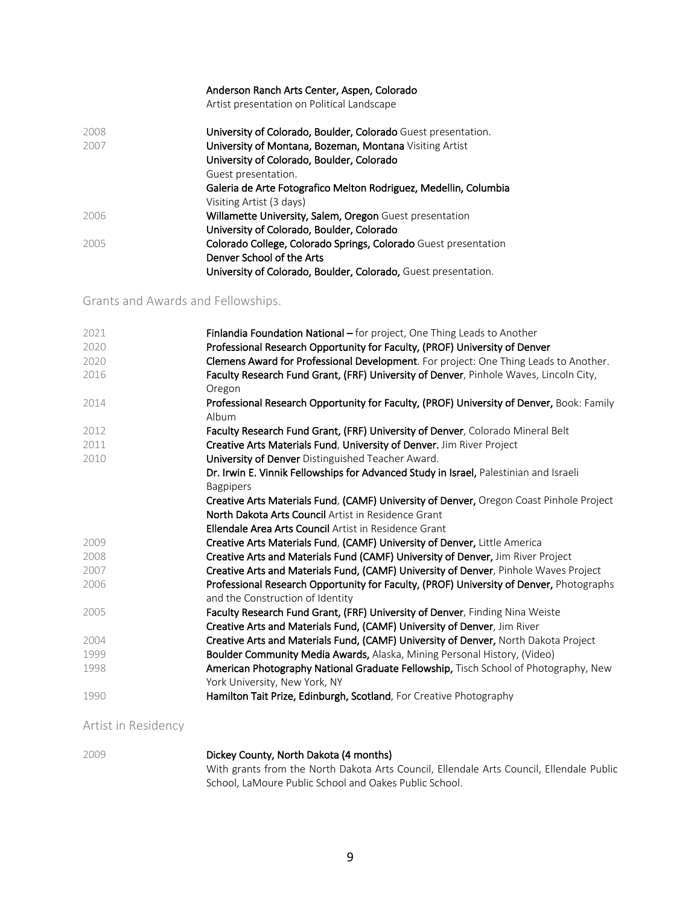**Anderson Ranch Arts Center, Aspen, Colorado**
Artist presentation on Political Landscape

2008 **University of Colorado, Boulder, Colorado** Guest presentation.

2007 **University of Montana, Bozeman, Montana** Visiting Artist
**University of Colorado, Boulder, Colorado**
Guest presentation.
**Galeria de Arte Fotografico Melton Rodriguez, Medellin, Columbia**
Visiting Artist (3 days)

2006 **Willamette University, Salem, Oregon** Guest presentation
**University of Colorado, Boulder, Colorado**

2005 **Colorado College, Colorado Springs, Colorado** Guest presentation
**Denver School of the Arts**
**University of Colorado, Boulder, Colorado,** Guest presentation.

## Grants and Awards and Fellowships.

2021 **Finlandia Foundation National –** for project, One Thing Leads to Another

2020 **Professional Research Opportunity for Faculty, (PROF) University of Denver**

2020 **Clemens Award for Professional Development**. For project: One Thing Leads to Another.

2016 **Faculty Research Fund Grant, (FRF) University of Denver**, Pinhole Waves, Lincoln City, Oregon

2014 **Professional Research Opportunity for Faculty, (PROF) University of Denver,** Book: Family Album

2012 **Faculty Research Fund Grant, (FRF) University of Denver**, Colorado Mineral Belt

2011 **Creative Arts Materials Fund**, **University of Denver.** Jim River Project

2010 **University of Denver** Distinguished Teacher Award.
**Dr. Irwin E. Vinnik Fellowships for Advanced Study in Israel,** Palestinian and Israeli Bagpipers
**Creative Arts Materials Fund**, **(CAMF) University of Denver,** Oregon Coast Pinhole Project
**North Dakota Arts Council** Artist in Residence Grant
**Ellendale Area Arts Council** Artist in Residence Grant

2009 **Creative Arts Materials Fund**, **(CAMF) University of Denver,** Little America

2008 **Creative Arts and Materials Fund (CAMF) University of Denver,** Jim River Project

2007 **Creative Arts and Materials Fund, (CAMF) University of Denver**, Pinhole Waves Project

2006 **Professional Research Opportunity for Faculty, (PROF) University of Denver,** Photographs and the Construction of Identity

2005 **Faculty Research Fund Grant, (FRF) University of Denver**, Finding Nina Weiste
**Creative Arts and Materials Fund, (CAMF) University of Denver**, Jim River

2004 **Creative Arts and Materials Fund, (CAMF) University of Denver,** North Dakota Project

1999 **Boulder Community Media Awards,** Alaska, Mining Personal History, (Video)

1998 **American Photography National Graduate Fellowship,** Tisch School of Photography, New York University, New York, NY

1990 **Hamilton Tait Prize, Edinburgh, Scotland**, For Creative Photography

## Artist in Residency

2009 **Dickey County, North Dakota (4 months)**
With grants from the North Dakota Arts Council, Ellendale Arts Council, Ellendale Public School, LaMoure Public School and Oakes Public School.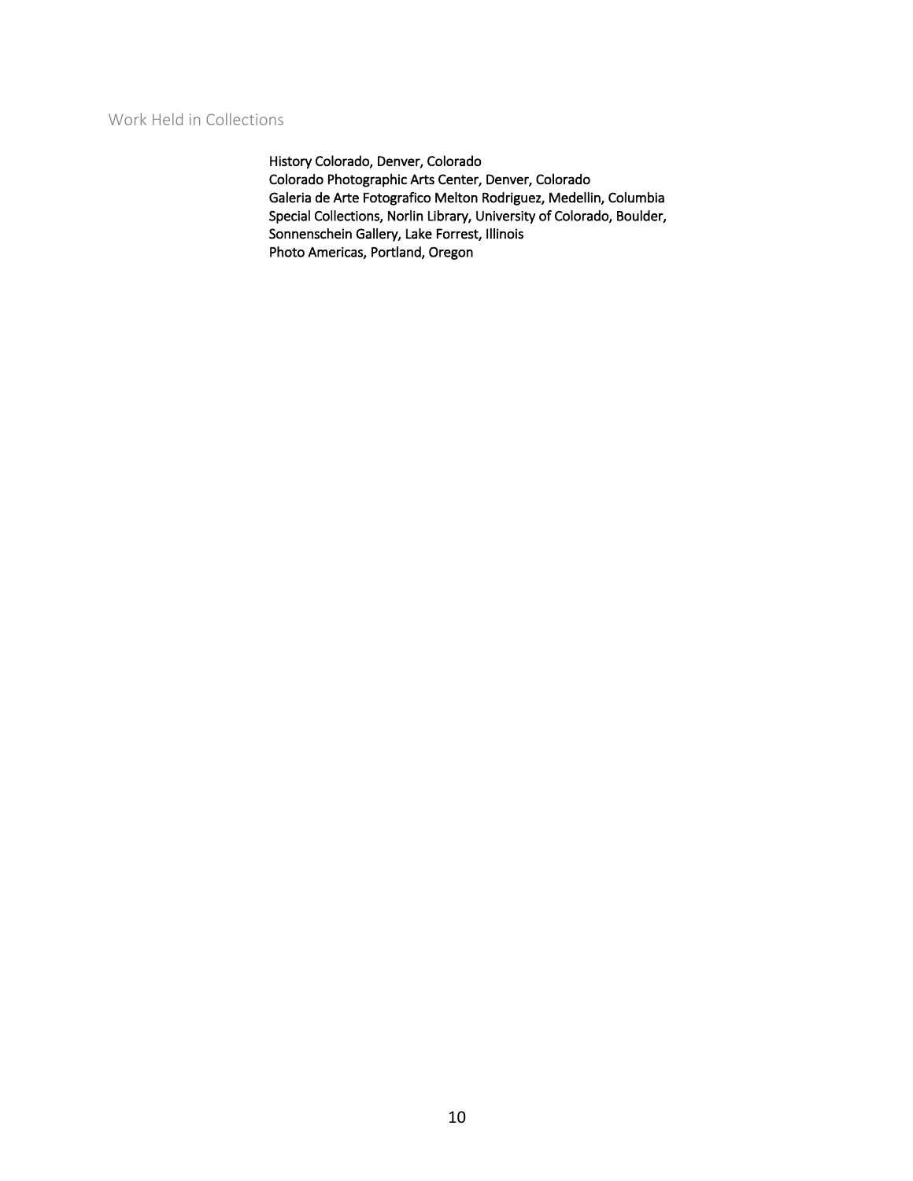## Work Held in Collections

History Colorado, Denver, Colorado
Colorado Photographic Arts Center, Denver, Colorado
Galeria de Arte Fotografico Melton Rodriguez, Medellin, Columbia
Special Collections, Norlin Library, University of Colorado, Boulder,
Sonnenschein Gallery, Lake Forrest, Illinois
Photo Americas, Portland, Oregon